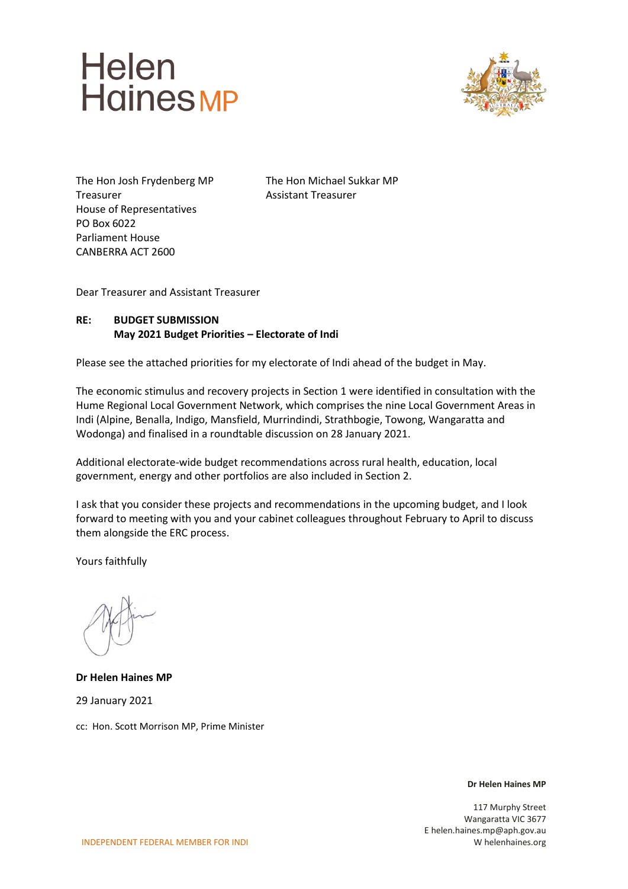# Helen Haines MP

The Hon Josh Frydenberg MP
Treasurer
House of Representatives
PO Box 6022
Parliament House
CANBERRA ACT 2600

The Hon Michael Sukkar MP
Assistant Treasurer

Dear Treasurer and Assistant Treasurer

**RE: BUDGET SUBMISSION**
**May 2021 Budget Priorities – Electorate of Indi**

Please see the attached priorities for my electorate of Indi ahead of the budget in May.

The economic stimulus and recovery projects in Section 1 were identified in consultation with the Hume Regional Local Government Network, which comprises the nine Local Government Areas in Indi (Alpine, Benalla, Indigo, Mansfield, Murrindindi, Strathbogie, Towong, Wangaratta and Wodonga) and finalised in a roundtable discussion on 28 January 2021.

Additional electorate-wide budget recommendations across rural health, education, local government, energy and other portfolios are also included in Section 2.

I ask that you consider these projects and recommendations in the upcoming budget, and I look forward to meeting with you and your cabinet colleagues throughout February to April to discuss them alongside the ERC process.

Yours faithfully

**Dr Helen Haines MP**

29 January 2021

cc: Hon. Scott Morrison MP, Prime Minister

**Dr Helen Haines MP**

117 Murphy Street
Wangaratta VIC 3677
E helen.haines.mp@aph.gov.au
W helenhaines.org

INDEPENDENT FEDERAL MEMBER FOR INDI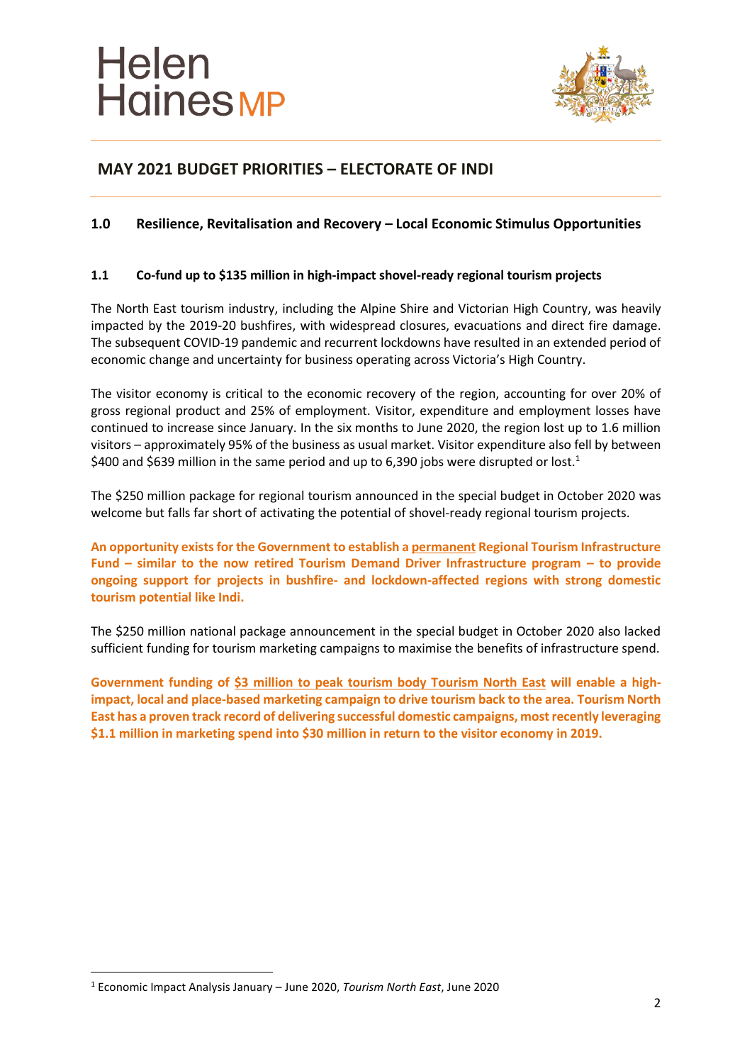# MAY 2021 BUDGET PRIORITIES – ELECTORATE OF INDI

## 1.0 Resilience, Revitalisation and Recovery – Local Economic Stimulus Opportunities

### 1.1 Co-fund up to $135 million in high-impact shovel-ready regional tourism projects

The North East tourism industry, including the Alpine Shire and Victorian High Country, was heavily impacted by the 2019-20 bushfires, with widespread closures, evacuations and direct fire damage. The subsequent COVID-19 pandemic and recurrent lockdowns have resulted in an extended period of economic change and uncertainty for business operating across Victoria's High Country.

The visitor economy is critical to the economic recovery of the region, accounting for over 20% of gross regional product and 25% of employment. Visitor, expenditure and employment losses have continued to increase since January. In the six months to June 2020, the region lost up to 1.6 million visitors – approximately 95% of the business as usual market. Visitor expenditure also fell by between $400 and $639 million in the same period and up to 6,390 jobs were disrupted or lost.[1]

The $250 million package for regional tourism announced in the special budget in October 2020 was welcome but falls far short of activating the potential of shovel-ready regional tourism projects.

**An opportunity exists for the Government to establish a permanent Regional Tourism Infrastructure Fund – similar to the now retired Tourism Demand Driver Infrastructure program – to provide ongoing support for projects in bushfire- and lockdown-affected regions with strong domestic tourism potential like Indi.**

The $250 million national package announcement in the special budget in October 2020 also lacked sufficient funding for tourism marketing campaigns to maximise the benefits of infrastructure spend.

**Government funding of $3 million to peak tourism body Tourism North East will enable a high-impact, local and place-based marketing campaign to drive tourism back to the area. Tourism North East has a proven track record of delivering successful domestic campaigns, most recently leveraging $1.1 million in marketing spend into $30 million in return to the visitor economy in 2019.**

---

[1] Economic Impact Analysis January – June 2020, *Tourism North East*, June 2020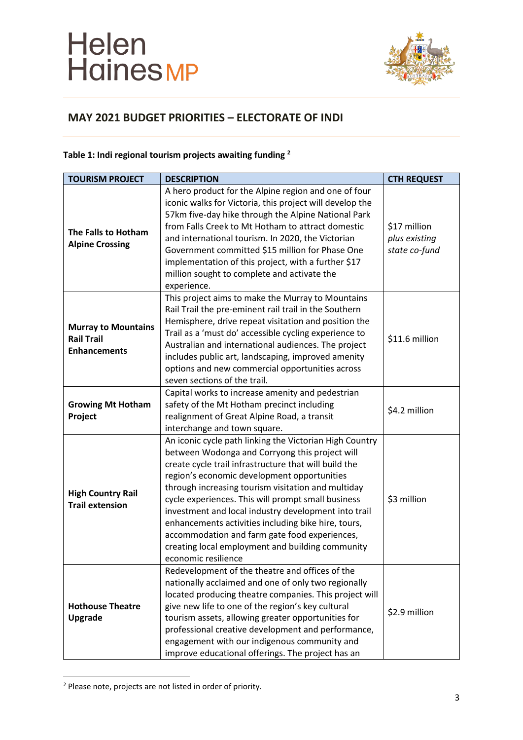## MAY 2021 BUDGET PRIORITIES – ELECTORATE OF INDI

**Table 1: Indi regional tourism projects awaiting funding [2]**

| TOURISM PROJECT | DESCRIPTION | CTH REQUEST |
|---|---|---|
| **The Falls to Hotham Alpine Crossing** | A hero product for the Alpine region and one of four iconic walks for Victoria, this project will develop the 57km five-day hike through the Alpine National Park from Falls Creek to Mt Hotham to attract domestic and international tourism. In 2020, the Victorian Government committed $15 million for Phase One implementation of this project, with a further $17 million sought to complete and activate the experience. | $17 million *plus existing state co-fund* |
| **Murray to Mountains Rail Trail Enhancements** | This project aims to make the Murray to Mountains Rail Trail the pre-eminent rail trail in the Southern Hemisphere, drive repeat visitation and position the Trail as a 'must do' accessible cycling experience to Australian and international audiences. The project includes public art, landscaping, improved amenity options and new commercial opportunities across seven sections of the trail. | $11.6 million |
| **Growing Mt Hotham Project** | Capital works to increase amenity and pedestrian safety of the Mt Hotham precinct including realignment of Great Alpine Road, a transit interchange and town square. | $4.2 million |
| **High Country Rail Trail extension** | An iconic cycle path linking the Victorian High Country between Wodonga and Corryong this project will create cycle trail infrastructure that will build the region's economic development opportunities through increasing tourism visitation and multiday cycle experiences. This will prompt small business investment and local industry development into trail enhancements activities including bike hire, tours, accommodation and farm gate food experiences, creating local employment and building community economic resilience | $3 million |
| **Hothouse Theatre Upgrade** | Redevelopment of the theatre and offices of the nationally acclaimed and one of only two regionally located producing theatre companies. This project will give new life to one of the region's key cultural tourism assets, allowing greater opportunities for professional creative development and performance, engagement with our indigenous community and improve educational offerings. The project has an | $2.9 million |

[2] Please note, projects are not listed in order of priority.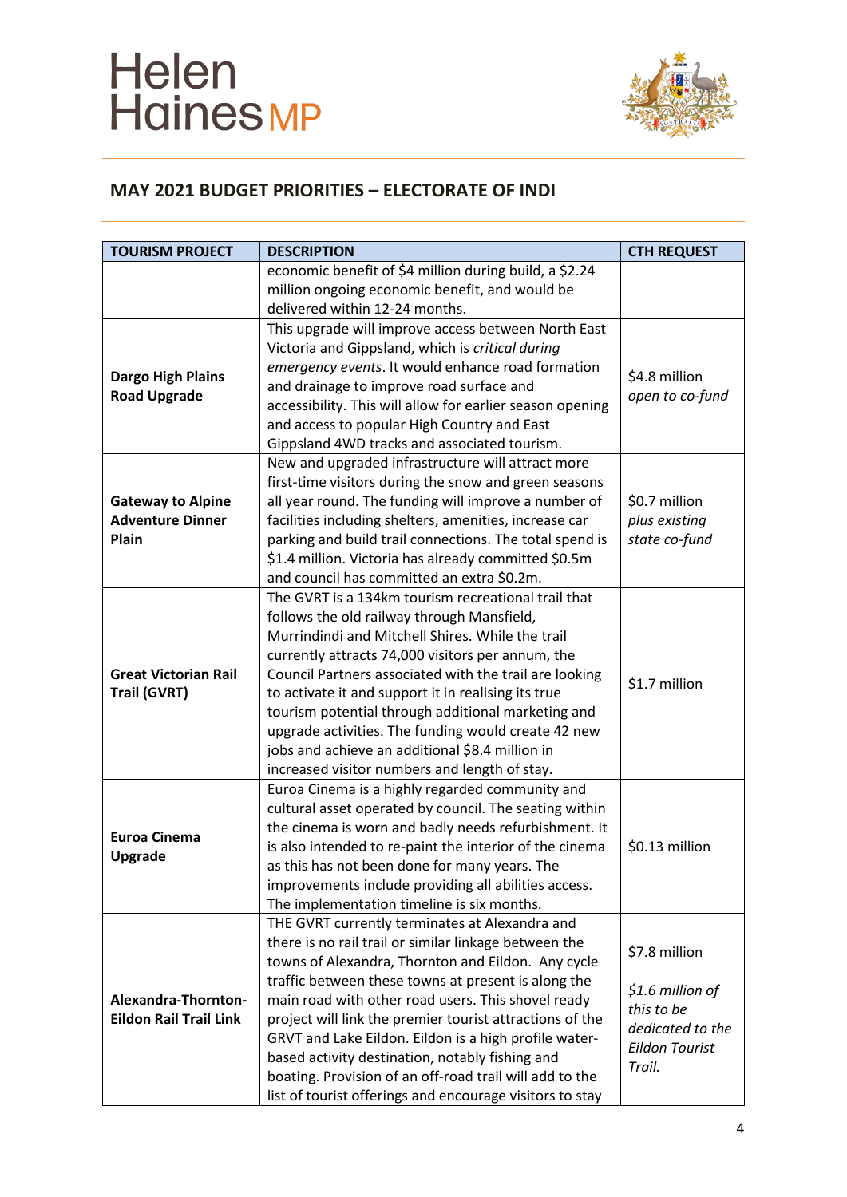Helen Haines MP

## MAY 2021 BUDGET PRIORITIES – ELECTORATE OF INDI

| TOURISM PROJECT | DESCRIPTION | CTH REQUEST |
|---|---|---|
| | economic benefit of $4 million during build, a $2.24 million ongoing economic benefit, and would be delivered within 12-24 months. | |
| **Dargo High Plains Road Upgrade** | This upgrade will improve access between North East Victoria and Gippsland, which is *critical during emergency events*. It would enhance road formation and drainage to improve road surface and accessibility. This will allow for earlier season opening and access to popular High Country and East Gippsland 4WD tracks and associated tourism. | $4.8 million *open to co-fund* |
| **Gateway to Alpine Adventure Dinner Plain** | New and upgraded infrastructure will attract more first-time visitors during the snow and green seasons all year round. The funding will improve a number of facilities including shelters, amenities, increase car parking and build trail connections. The total spend is $1.4 million. Victoria has already committed $0.5m and council has committed an extra $0.2m. | $0.7 million *plus existing state co-fund* |
| **Great Victorian Rail Trail (GVRT)** | The GVRT is a 134km tourism recreational trail that follows the old railway through Mansfield, Murrindindi and Mitchell Shires. While the trail currently attracts 74,000 visitors per annum, the Council Partners associated with the trail are looking to activate it and support it in realising its true tourism potential through additional marketing and upgrade activities. The funding would create 42 new jobs and achieve an additional $8.4 million in increased visitor numbers and length of stay. | $1.7 million |
| **Euroa Cinema Upgrade** | Euroa Cinema is a highly regarded community and cultural asset operated by council. The seating within the cinema is worn and badly needs refurbishment. It is also intended to re-paint the interior of the cinema as this has not been done for many years. The improvements include providing all abilities access. The implementation timeline is six months. | $0.13 million |
| **Alexandra-Thornton-Eildon Rail Trail Link** | THE GVRT currently terminates at Alexandra and there is no rail trail or similar linkage between the towns of Alexandra, Thornton and Eildon. Any cycle traffic between these towns at present is along the main road with other road users. This shovel ready project will link the premier tourist attractions of the GRVT and Lake Eildon. Eildon is a high profile water-based activity destination, notably fishing and boating. Provision of an off-road trail will add to the list of tourist offerings and encourage visitors to stay | $7.8 million<br><br>*$1.6 million of this to be dedicated to the Eildon Tourist Trail.* |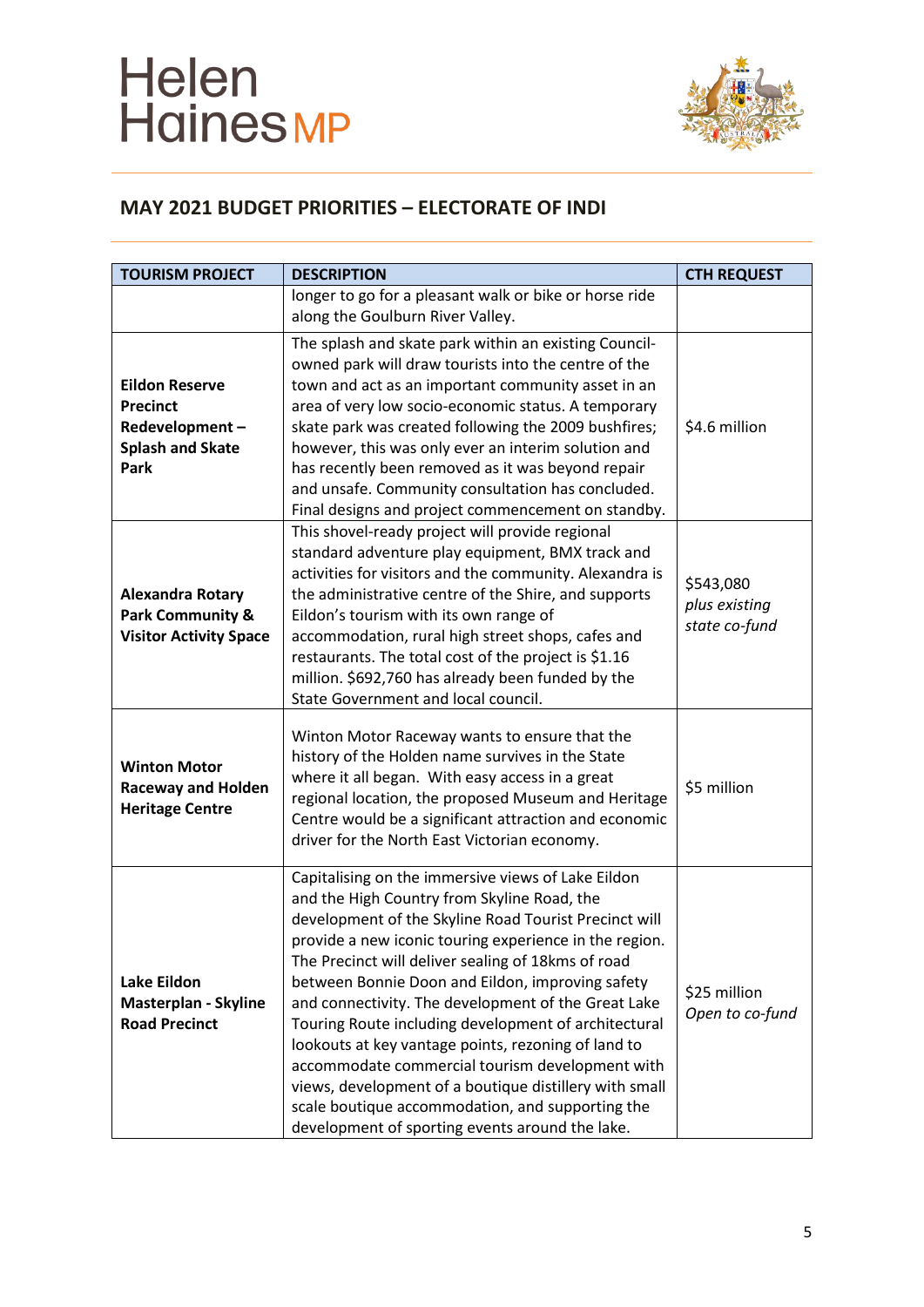## MAY 2021 BUDGET PRIORITIES – ELECTORATE OF INDI

| TOURISM PROJECT | DESCRIPTION | CTH REQUEST |
|---|---|---|
| | longer to go for a pleasant walk or bike or horse ride along the Goulburn River Valley. | |
| **Eildon Reserve Precinct Redevelopment – Splash and Skate Park** | The splash and skate park within an existing Council-owned park will draw tourists into the centre of the town and act as an important community asset in an area of very low socio-economic status. A temporary skate park was created following the 2009 bushfires; however, this was only ever an interim solution and has recently been removed as it was beyond repair and unsafe. Community consultation has concluded. Final designs and project commencement on standby. | $4.6 million |
| **Alexandra Rotary Park Community & Visitor Activity Space** | This shovel-ready project will provide regional standard adventure play equipment, BMX track and activities for visitors and the community. Alexandra is the administrative centre of the Shire, and supports Eildon's tourism with its own range of accommodation, rural high street shops, cafes and restaurants. The total cost of the project is $1.16 million. $692,760 has already been funded by the State Government and local council. | $543,080 *plus existing state co-fund* |
| **Winton Motor Raceway and Holden Heritage Centre** | Winton Motor Raceway wants to ensure that the history of the Holden name survives in the State where it all began. With easy access in a great regional location, the proposed Museum and Heritage Centre would be a significant attraction and economic driver for the North East Victorian economy. | $5 million |
| **Lake Eildon Masterplan - Skyline Road Precinct** | Capitalising on the immersive views of Lake Eildon and the High Country from Skyline Road, the development of the Skyline Road Tourist Precinct will provide a new iconic touring experience in the region. The Precinct will deliver sealing of 18kms of road between Bonnie Doon and Eildon, improving safety and connectivity. The development of the Great Lake Touring Route including development of architectural lookouts at key vantage points, rezoning of land to accommodate commercial tourism development with views, development of a boutique distillery with small scale boutique accommodation, and supporting the development of sporting events around the lake. | $25 million *Open to co-fund* |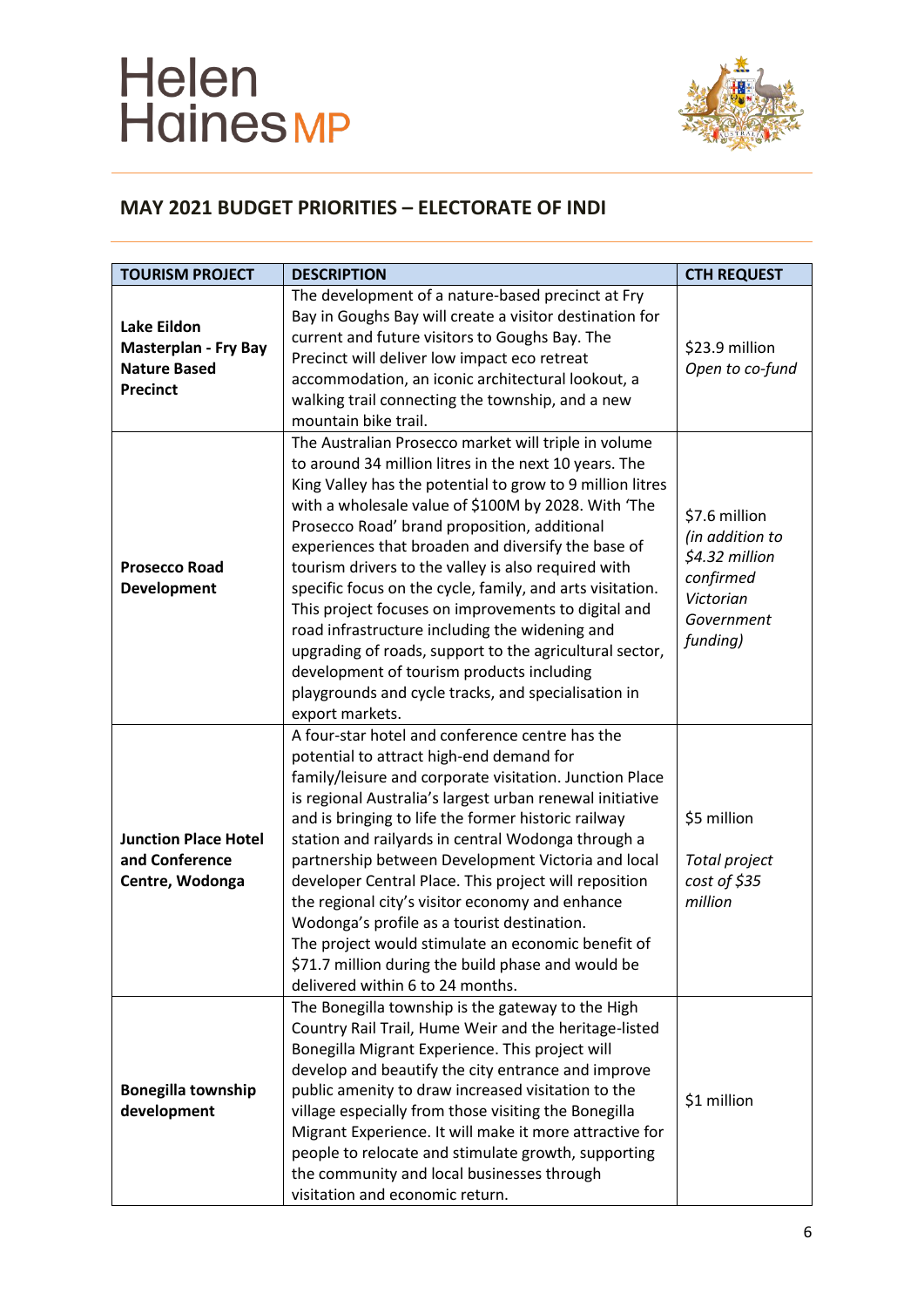## MAY 2021 BUDGET PRIORITIES – ELECTORATE OF INDI

| TOURISM PROJECT | DESCRIPTION | CTH REQUEST |
|---|---|---|
| **Lake Eildon Masterplan - Fry Bay Nature Based Precinct** | The development of a nature-based precinct at Fry Bay in Goughs Bay will create a visitor destination for current and future visitors to Goughs Bay. The Precinct will deliver low impact eco retreat accommodation, an iconic architectural lookout, a walking trail connecting the township, and a new mountain bike trail. | $23.9 million *Open to co-fund* |
| **Prosecco Road Development** | The Australian Prosecco market will triple in volume to around 34 million litres in the next 10 years. The King Valley has the potential to grow to 9 million litres with a wholesale value of $100M by 2028. With 'The Prosecco Road' brand proposition, additional experiences that broaden and diversify the base of tourism drivers to the valley is also required with specific focus on the cycle, family, and arts visitation. This project focuses on improvements to digital and road infrastructure including the widening and upgrading of roads, support to the agricultural sector, development of tourism products including playgrounds and cycle tracks, and specialisation in export markets. | $7.6 million *(in addition to $4.32 million confirmed Victorian Government funding)* |
| **Junction Place Hotel and Conference Centre, Wodonga** | A four-star hotel and conference centre has the potential to attract high-end demand for family/leisure and corporate visitation. Junction Place is regional Australia's largest urban renewal initiative and is bringing to life the former historic railway station and railyards in central Wodonga through a partnership between Development Victoria and local developer Central Place. This project will reposition the regional city's visitor economy and enhance Wodonga's profile as a tourist destination. The project would stimulate an economic benefit of $71.7 million during the build phase and would be delivered within 6 to 24 months. | $5 million *Total project cost of $35 million* |
| **Bonegilla township development** | The Bonegilla township is the gateway to the High Country Rail Trail, Hume Weir and the heritage-listed Bonegilla Migrant Experience. This project will develop and beautify the city entrance and improve public amenity to draw increased visitation to the village especially from those visiting the Bonegilla Migrant Experience. It will make it more attractive for people to relocate and stimulate growth, supporting the community and local businesses through visitation and economic return. | $1 million |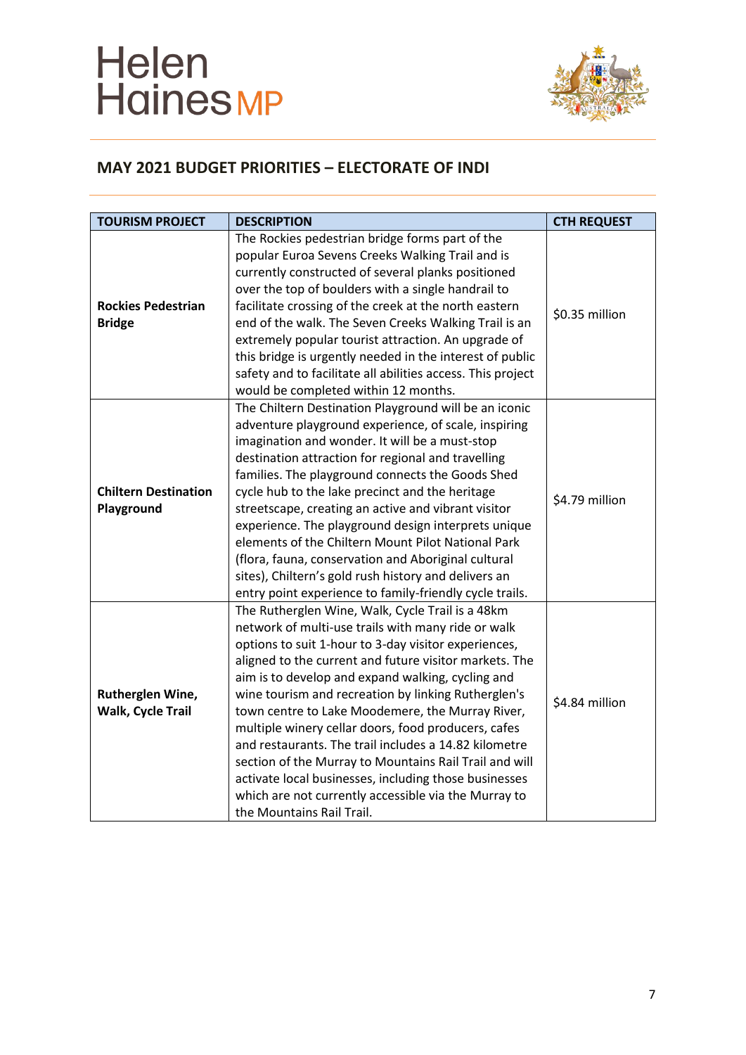## MAY 2021 BUDGET PRIORITIES – ELECTORATE OF INDI

| TOURISM PROJECT | DESCRIPTION | CTH REQUEST |
|---|---|---|
| **Rockies Pedestrian Bridge** | The Rockies pedestrian bridge forms part of the popular Euroa Sevens Creeks Walking Trail and is currently constructed of several planks positioned over the top of boulders with a single handrail to facilitate crossing of the creek at the north eastern end of the walk. The Seven Creeks Walking Trail is an extremely popular tourist attraction. An upgrade of this bridge is urgently needed in the interest of public safety and to facilitate all abilities access. This project would be completed within 12 months. | \$0.35 million |
| **Chiltern Destination Playground** | The Chiltern Destination Playground will be an iconic adventure playground experience, of scale, inspiring imagination and wonder. It will be a must-stop destination attraction for regional and travelling families. The playground connects the Goods Shed cycle hub to the lake precinct and the heritage streetscape, creating an active and vibrant visitor experience. The playground design interprets unique elements of the Chiltern Mount Pilot National Park (flora, fauna, conservation and Aboriginal cultural sites), Chiltern's gold rush history and delivers an entry point experience to family-friendly cycle trails. | \$4.79 million |
| **Rutherglen Wine, Walk, Cycle Trail** | The Rutherglen Wine, Walk, Cycle Trail is a 48km network of multi-use trails with many ride or walk options to suit 1-hour to 3-day visitor experiences, aligned to the current and future visitor markets. The aim is to develop and expand walking, cycling and wine tourism and recreation by linking Rutherglen's town centre to Lake Moodemere, the Murray River, multiple winery cellar doors, food producers, cafes and restaurants. The trail includes a 14.82 kilometre section of the Murray to Mountains Rail Trail and will activate local businesses, including those businesses which are not currently accessible via the Murray to the Mountains Rail Trail. | \$4.84 million |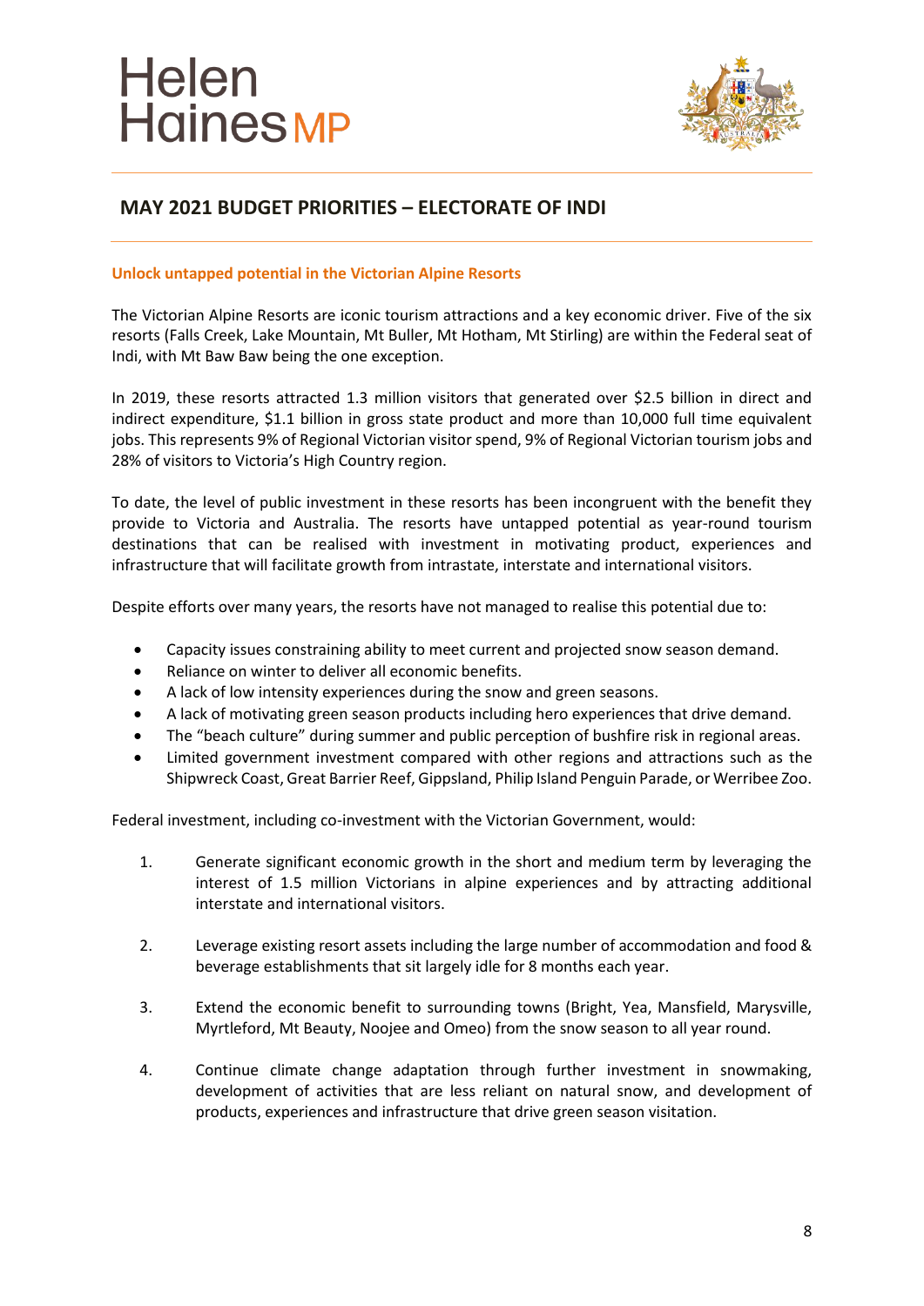## MAY 2021 BUDGET PRIORITIES – ELECTORATE OF INDI

### Unlock untapped potential in the Victorian Alpine Resorts

The Victorian Alpine Resorts are iconic tourism attractions and a key economic driver. Five of the six resorts (Falls Creek, Lake Mountain, Mt Buller, Mt Hotham, Mt Stirling) are within the Federal seat of Indi, with Mt Baw Baw being the one exception.

In 2019, these resorts attracted 1.3 million visitors that generated over $2.5 billion in direct and indirect expenditure, $1.1 billion in gross state product and more than 10,000 full time equivalent jobs. This represents 9% of Regional Victorian visitor spend, 9% of Regional Victorian tourism jobs and 28% of visitors to Victoria's High Country region.

To date, the level of public investment in these resorts has been incongruent with the benefit they provide to Victoria and Australia. The resorts have untapped potential as year-round tourism destinations that can be realised with investment in motivating product, experiences and infrastructure that will facilitate growth from intrastate, interstate and international visitors.

Despite efforts over many years, the resorts have not managed to realise this potential due to:

- Capacity issues constraining ability to meet current and projected snow season demand.
- Reliance on winter to deliver all economic benefits.
- A lack of low intensity experiences during the snow and green seasons.
- A lack of motivating green season products including hero experiences that drive demand.
- The "beach culture" during summer and public perception of bushfire risk in regional areas.
- Limited government investment compared with other regions and attractions such as the Shipwreck Coast, Great Barrier Reef, Gippsland, Philip Island Penguin Parade, or Werribee Zoo.

Federal investment, including co-investment with the Victorian Government, would:

1. Generate significant economic growth in the short and medium term by leveraging the interest of 1.5 million Victorians in alpine experiences and by attracting additional interstate and international visitors.

2. Leverage existing resort assets including the large number of accommodation and food & beverage establishments that sit largely idle for 8 months each year.

3. Extend the economic benefit to surrounding towns (Bright, Yea, Mansfield, Marysville, Myrtleford, Mt Beauty, Noojee and Omeo) from the snow season to all year round.

4. Continue climate change adaptation through further investment in snowmaking, development of activities that are less reliant on natural snow, and development of products, experiences and infrastructure that drive green season visitation.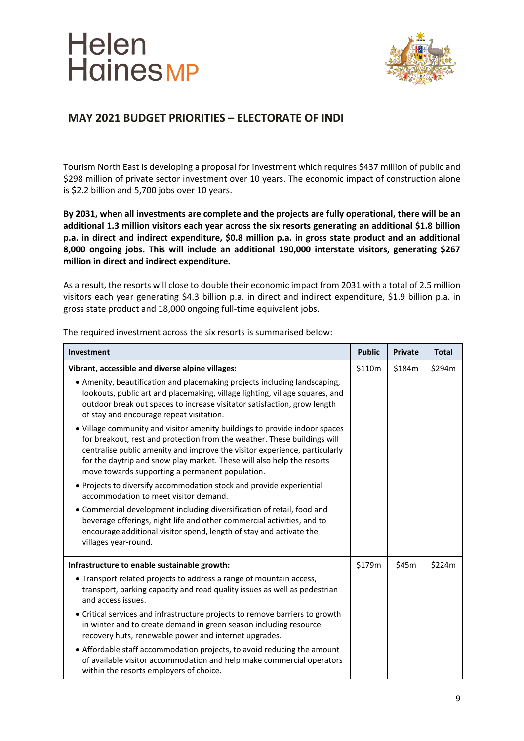## MAY 2021 BUDGET PRIORITIES – ELECTORATE OF INDI

Tourism North East is developing a proposal for investment which requires $437 million of public and $298 million of private sector investment over 10 years. The economic impact of construction alone is $2.2 billion and 5,700 jobs over 10 years.

**By 2031, when all investments are complete and the projects are fully operational, there will be an additional 1.3 million visitors each year across the six resorts generating an additional $1.8 billion p.a. in direct and indirect expenditure, $0.8 million p.a. in gross state product and an additional 8,000 ongoing jobs. This will include an additional 190,000 interstate visitors, generating $267 million in direct and indirect expenditure.**

As a result, the resorts will close to double their economic impact from 2031 with a total of 2.5 million visitors each year generating $4.3 billion p.a. in direct and indirect expenditure, $1.9 billion p.a. in gross state product and 18,000 ongoing full-time equivalent jobs.

The required investment across the six resorts is summarised below:

| Investment | Public | Private | Total |
|---|---|---|---|
| **Vibrant, accessible and diverse alpine villages:**<br>• Amenity, beautification and placemaking projects including landscaping, lookouts, public art and placemaking, village lighting, village squares, and outdoor break out spaces to increase visitor satisfaction, grow length of stay and encourage repeat visitation.<br>• Village community and visitor amenity buildings to provide indoor spaces for breakout, rest and protection from the weather. These buildings will centralise public amenity and improve the visitor experience, particularly for the daytrip and snow play market. These will also help the resorts move towards supporting a permanent population.<br>• Projects to diversify accommodation stock and provide experiential accommodation to meet visitor demand.<br>• Commercial development including diversification of retail, food and beverage offerings, night life and other commercial activities, and to encourage additional visitor spend, length of stay and activate the villages year-round. | $110m | $184m | $294m |
| **Infrastructure to enable sustainable growth:**<br>• Transport related projects to address a range of mountain access, transport, parking capacity and road quality issues as well as pedestrian and access issues.<br>• Critical services and infrastructure projects to remove barriers to growth in winter and to create demand in green season including resource recovery huts, renewable power and internet upgrades.<br>• Affordable staff accommodation projects, to avoid reducing the amount of available visitor accommodation and help make commercial operators within the resorts employers of choice. | $179m | $45m | $224m |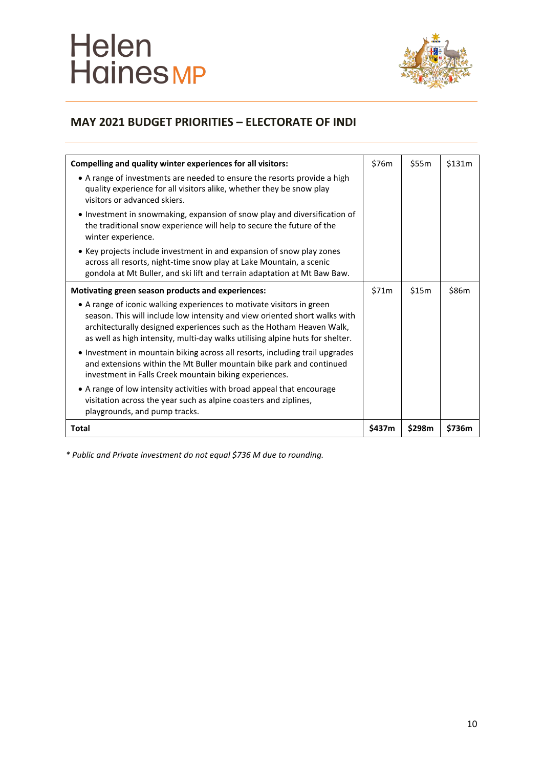## MAY 2021 BUDGET PRIORITIES – ELECTORATE OF INDI

| | | | |
|---|---|---|---|
| **Compelling and quality winter experiences for all visitors:**<br>• A range of investments are needed to ensure the resorts provide a high quality experience for all visitors alike, whether they be snow play visitors or advanced skiers.<br>• Investment in snowmaking, expansion of snow play and diversification of the traditional snow experience will help to secure the future of the winter experience.<br>• Key projects include investment in and expansion of snow play zones across all resorts, night-time snow play at Lake Mountain, a scenic gondola at Mt Buller, and ski lift and terrain adaptation at Mt Baw Baw. | $76m | $55m | $131m |
| **Motivating green season products and experiences:**<br>• A range of iconic walking experiences to motivate visitors in green season. This will include low intensity and view oriented short walks with architecturally designed experiences such as the Hotham Heaven Walk, as well as high intensity, multi-day walks utilising alpine huts for shelter.<br>• Investment in mountain biking across all resorts, including trail upgrades and extensions within the Mt Buller mountain bike park and continued investment in Falls Creek mountain biking experiences.<br>• A range of low intensity activities with broad appeal that encourage visitation across the year such as alpine coasters and ziplines, playgrounds, and pump tracks. | $71m | $15m | $86m |
| **Total** | **$437m** | **$298m** | **$736m** |

*\* Public and Private investment do not equal $736 M due to rounding.*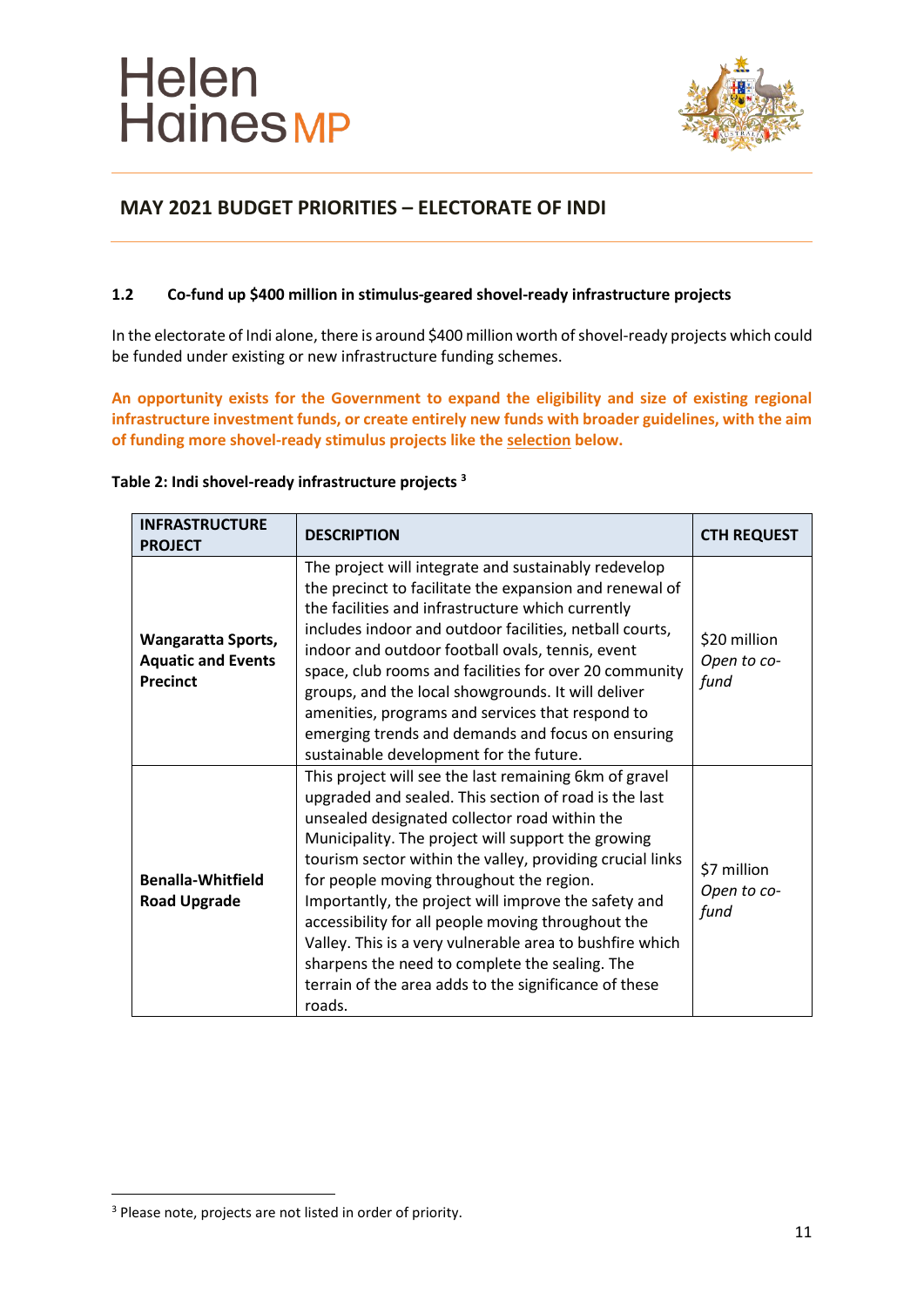## MAY 2021 BUDGET PRIORITIES – ELECTORATE OF INDI

### 1.2 Co-fund up $400 million in stimulus-geared shovel-ready infrastructure projects

In the electorate of Indi alone, there is around $400 million worth of shovel-ready projects which could be funded under existing or new infrastructure funding schemes.

**An opportunity exists for the Government to expand the eligibility and size of existing regional infrastructure investment funds, or create entirely new funds with broader guidelines, with the aim of funding more shovel-ready stimulus projects like the selection below.**

**Table 2: Indi shovel-ready infrastructure projects [3]**

| INFRASTRUCTURE PROJECT | DESCRIPTION | CTH REQUEST |
|---|---|---|
| **Wangaratta Sports, Aquatic and Events Precinct** | The project will integrate and sustainably redevelop the precinct to facilitate the expansion and renewal of the facilities and infrastructure which currently includes indoor and outdoor facilities, netball courts, indoor and outdoor football ovals, tennis, event space, club rooms and facilities for over 20 community groups, and the local showgrounds. It will deliver amenities, programs and services that respond to emerging trends and demands and focus on ensuring sustainable development for the future. | $20 million *Open to co-fund* |
| **Benalla-Whitfield Road Upgrade** | This project will see the last remaining 6km of gravel upgraded and sealed. This section of road is the last unsealed designated collector road within the Municipality. The project will support the growing tourism sector within the valley, providing crucial links for people moving throughout the region. Importantly, the project will improve the safety and accessibility for all people moving throughout the Valley. This is a very vulnerable area to bushfire which sharpens the need to complete the sealing. The terrain of the area adds to the significance of these roads. | $7 million *Open to co-fund* |

[3] Please note, projects are not listed in order of priority.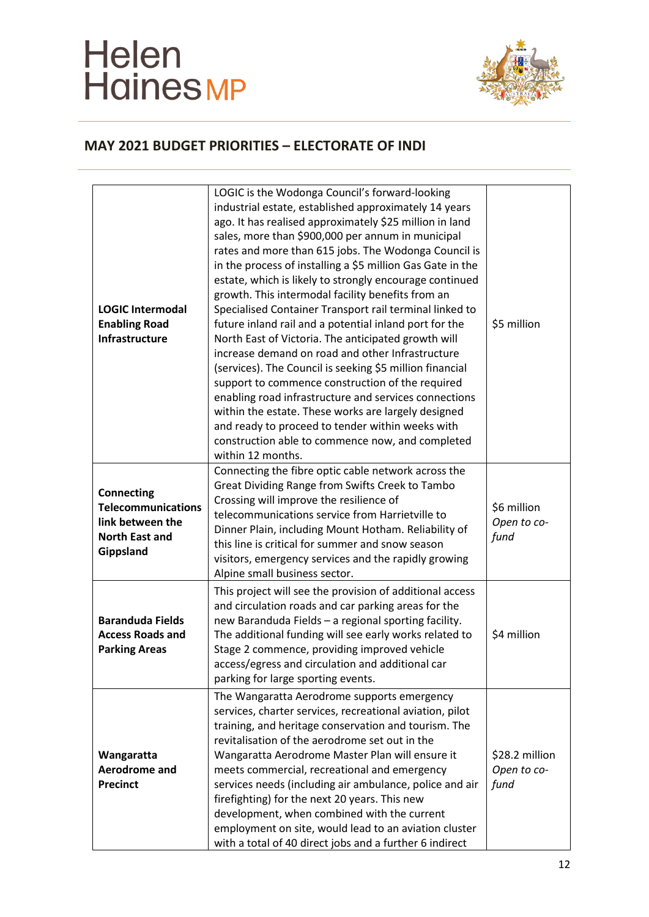## MAY 2021 BUDGET PRIORITIES – ELECTORATE OF INDI

| | | |
|---|---|---|
| **LOGIC Intermodal Enabling Road Infrastructure** | LOGIC is the Wodonga Council's forward-looking industrial estate, established approximately 14 years ago. It has realised approximately $25 million in land sales, more than $900,000 per annum in municipal rates and more than 615 jobs. The Wodonga Council is in the process of installing a $5 million Gas Gate in the estate, which is likely to strongly encourage continued growth. This intermodal facility benefits from an Specialised Container Transport rail terminal linked to future inland rail and a potential inland port for the North East of Victoria. The anticipated growth will increase demand on road and other Infrastructure (services). The Council is seeking $5 million financial support to commence construction of the required enabling road infrastructure and services connections within the estate. These works are largely designed and ready to proceed to tender within weeks with construction able to commence now, and completed within 12 months. | $5 million |
| **Connecting Telecommunications link between the North East and Gippsland** | Connecting the fibre optic cable network across the Great Dividing Range from Swifts Creek to Tambo Crossing will improve the resilience of telecommunications service from Harrietville to Dinner Plain, including Mount Hotham. Reliability of this line is critical for summer and snow season visitors, emergency services and the rapidly growing Alpine small business sector. | $6 million *Open to co-fund* |
| **Baranduda Fields Access Roads and Parking Areas** | This project will see the provision of additional access and circulation roads and car parking areas for the new Baranduda Fields – a regional sporting facility. The additional funding will see early works related to Stage 2 commence, providing improved vehicle access/egress and circulation and additional car parking for large sporting events. | $4 million |
| **Wangaratta Aerodrome and Precinct** | The Wangaratta Aerodrome supports emergency services, charter services, recreational aviation, pilot training, and heritage conservation and tourism. The revitalisation of the aerodrome set out in the Wangaratta Aerodrome Master Plan will ensure it meets commercial, recreational and emergency services needs (including air ambulance, police and air firefighting) for the next 20 years. This new development, when combined with the current employment on site, would lead to an aviation cluster with a total of 40 direct jobs and a further 6 indirect | $28.2 million *Open to co-fund* |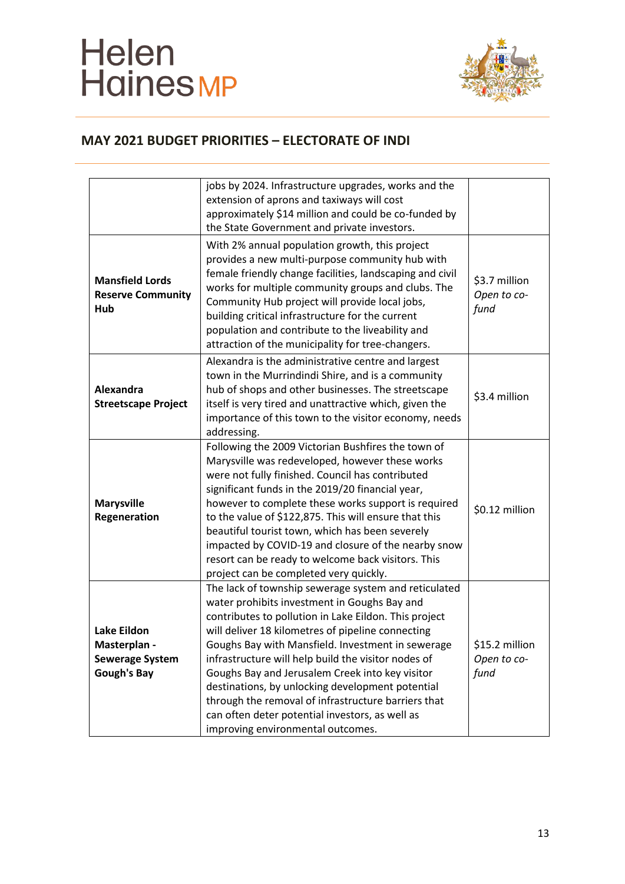## MAY 2021 BUDGET PRIORITIES – ELECTORATE OF INDI

| | | |
|---|---|---|
| | jobs by 2024. Infrastructure upgrades, works and the extension of aprons and taxiways will cost approximately $14 million and could be co-funded by the State Government and private investors. | |
| **Mansfield Lords Reserve Community Hub** | With 2% annual population growth, this project provides a new multi-purpose community hub with female friendly change facilities, landscaping and civil works for multiple community groups and clubs. The Community Hub project will provide local jobs, building critical infrastructure for the current population and contribute to the liveability and attraction of the municipality for tree-changers. | $3.7 million *Open to co-fund* |
| **Alexandra Streetscape Project** | Alexandra is the administrative centre and largest town in the Murrindindi Shire, and is a community hub of shops and other businesses. The streetscape itself is very tired and unattractive which, given the importance of this town to the visitor economy, needs addressing. | $3.4 million |
| **Marysville Regeneration** | Following the 2009 Victorian Bushfires the town of Marysville was redeveloped, however these works were not fully finished. Council has contributed significant funds in the 2019/20 financial year, however to complete these works support is required to the value of $122,875. This will ensure that this beautiful tourist town, which has been severely impacted by COVID-19 and closure of the nearby snow resort can be ready to welcome back visitors. This project can be completed very quickly. | $0.12 million |
| **Lake Eildon Masterplan - Sewerage System Gough's Bay** | The lack of township sewerage system and reticulated water prohibits investment in Goughs Bay and contributes to pollution in Lake Eildon. This project will deliver 18 kilometres of pipeline connecting Goughs Bay with Mansfield. Investment in sewerage infrastructure will help build the visitor nodes of Goughs Bay and Jerusalem Creek into key visitor destinations, by unlocking development potential through the removal of infrastructure barriers that can often deter potential investors, as well as improving environmental outcomes. | $15.2 million *Open to co-fund* |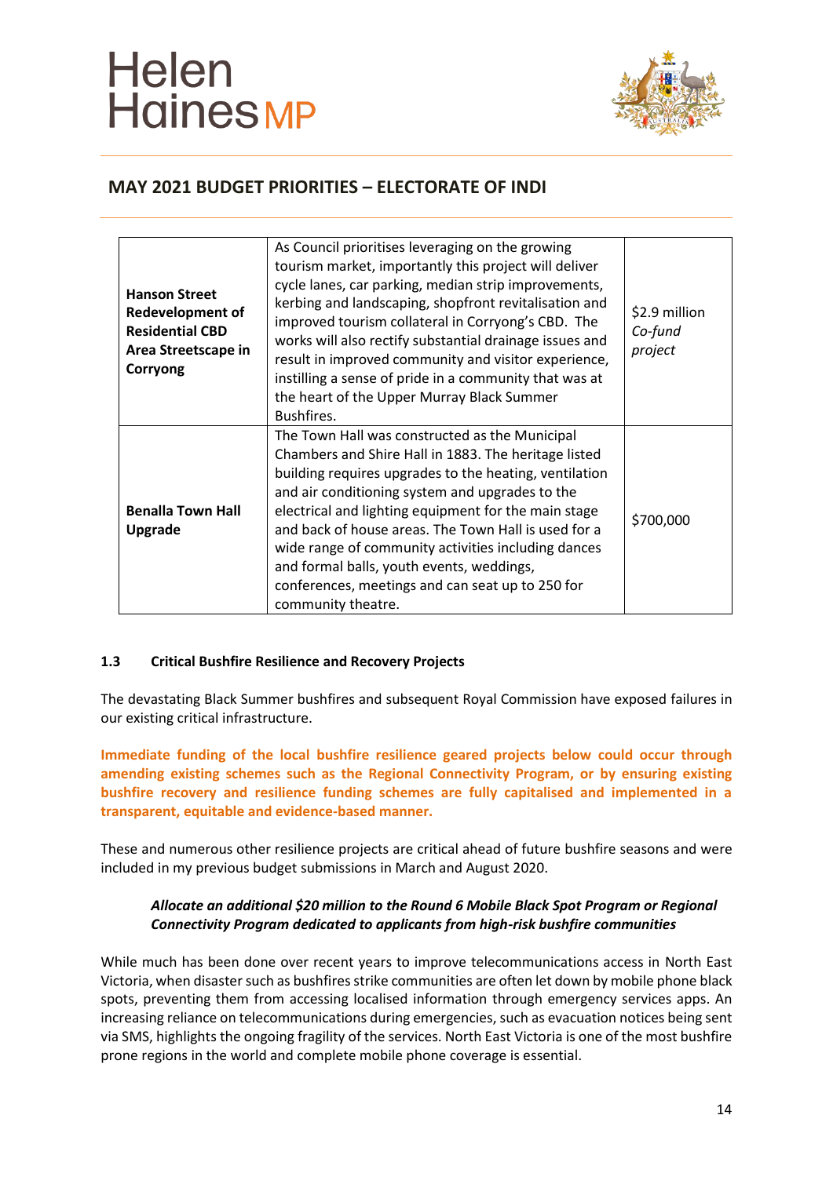## MAY 2021 BUDGET PRIORITIES – ELECTORATE OF INDI

| | | |
|---|---|---|
| **Hanson Street Redevelopment of Residential CBD Area Streetscape in Corryong** | As Council prioritises leveraging on the growing tourism market, importantly this project will deliver cycle lanes, car parking, median strip improvements, kerbing and landscaping, shopfront revitalisation and improved tourism collateral in Corryong's CBD. The works will also rectify substantial drainage issues and result in improved community and visitor experience, instilling a sense of pride in a community that was at the heart of the Upper Murray Black Summer Bushfires. | $2.9 million *Co-fund project* |
| **Benalla Town Hall Upgrade** | The Town Hall was constructed as the Municipal Chambers and Shire Hall in 1883. The heritage listed building requires upgrades to the heating, ventilation and air conditioning system and upgrades to the electrical and lighting equipment for the main stage and back of house areas. The Town Hall is used for a wide range of community activities including dances and formal balls, youth events, weddings, conferences, meetings and can seat up to 250 for community theatre. | $700,000 |

### 1.3 Critical Bushfire Resilience and Recovery Projects

The devastating Black Summer bushfires and subsequent Royal Commission have exposed failures in our existing critical infrastructure.

**Immediate funding of the local bushfire resilience geared projects below could occur through amending existing schemes such as the Regional Connectivity Program, or by ensuring existing bushfire recovery and resilience funding schemes are fully capitalised and implemented in a transparent, equitable and evidence-based manner.**

These and numerous other resilience projects are critical ahead of future bushfire seasons and were included in my previous budget submissions in March and August 2020.

***Allocate an additional $20 million to the Round 6 Mobile Black Spot Program or Regional Connectivity Program dedicated to applicants from high-risk bushfire communities***

While much has been done over recent years to improve telecommunications access in North East Victoria, when disaster such as bushfires strike communities are often let down by mobile phone black spots, preventing them from accessing localised information through emergency services apps. An increasing reliance on telecommunications during emergencies, such as evacuation notices being sent via SMS, highlights the ongoing fragility of the services. North East Victoria is one of the most bushfire prone regions in the world and complete mobile phone coverage is essential.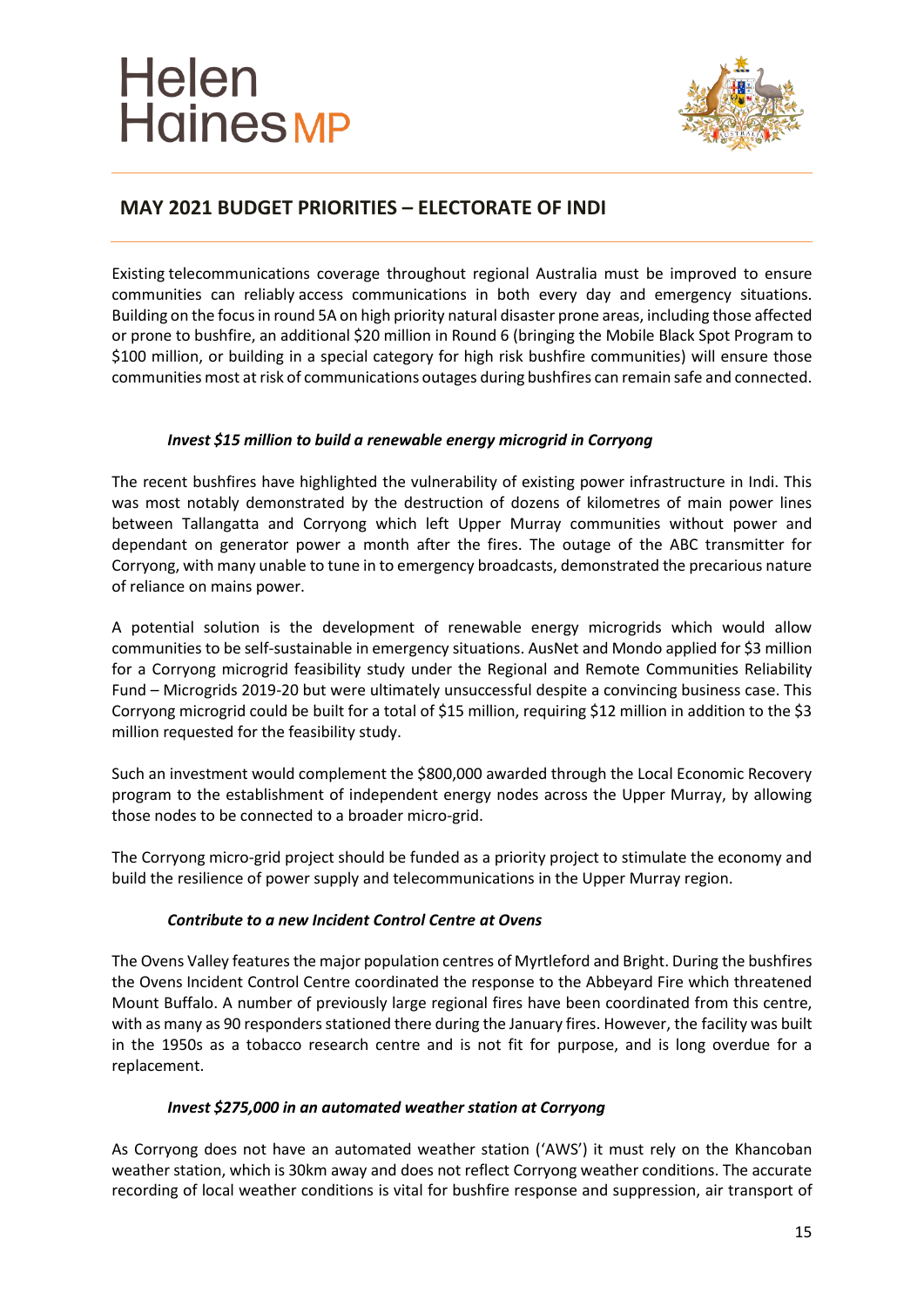## MAY 2021 BUDGET PRIORITIES – ELECTORATE OF INDI

Existing telecommunications coverage throughout regional Australia must be improved to ensure communities can reliably access communications in both every day and emergency situations. Building on the focus in round 5A on high priority natural disaster prone areas, including those affected or prone to bushfire, an additional $20 million in Round 6 (bringing the Mobile Black Spot Program to $100 million, or building in a special category for high risk bushfire communities) will ensure those communities most at risk of communications outages during bushfires can remain safe and connected.

***Invest $15 million to build a renewable energy microgrid in Corryong***

The recent bushfires have highlighted the vulnerability of existing power infrastructure in Indi. This was most notably demonstrated by the destruction of dozens of kilometres of main power lines between Tallangatta and Corryong which left Upper Murray communities without power and dependant on generator power a month after the fires. The outage of the ABC transmitter for Corryong, with many unable to tune in to emergency broadcasts, demonstrated the precarious nature of reliance on mains power.

A potential solution is the development of renewable energy microgrids which would allow communities to be self-sustainable in emergency situations. AusNet and Mondo applied for $3 million for a Corryong microgrid feasibility study under the Regional and Remote Communities Reliability Fund – Microgrids 2019-20 but were ultimately unsuccessful despite a convincing business case. This Corryong microgrid could be built for a total of $15 million, requiring $12 million in addition to the $3 million requested for the feasibility study.

Such an investment would complement the $800,000 awarded through the Local Economic Recovery program to the establishment of independent energy nodes across the Upper Murray, by allowing those nodes to be connected to a broader micro-grid.

The Corryong micro-grid project should be funded as a priority project to stimulate the economy and build the resilience of power supply and telecommunications in the Upper Murray region.

***Contribute to a new Incident Control Centre at Ovens***

The Ovens Valley features the major population centres of Myrtleford and Bright. During the bushfires the Ovens Incident Control Centre coordinated the response to the Abbeyard Fire which threatened Mount Buffalo. A number of previously large regional fires have been coordinated from this centre, with as many as 90 responders stationed there during the January fires. However, the facility was built in the 1950s as a tobacco research centre and is not fit for purpose, and is long overdue for a replacement.

***Invest $275,000 in an automated weather station at Corryong***

As Corryong does not have an automated weather station ('AWS') it must rely on the Khancoban weather station, which is 30km away and does not reflect Corryong weather conditions. The accurate recording of local weather conditions is vital for bushfire response and suppression, air transport of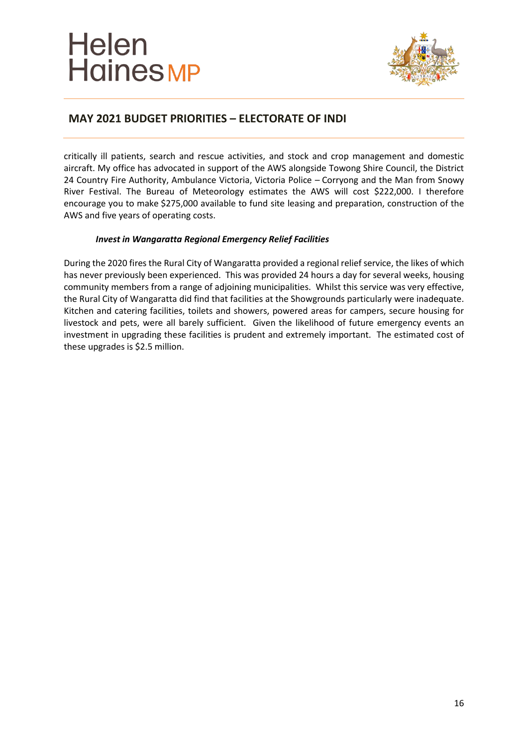critically ill patients, search and rescue activities, and stock and crop management and domestic aircraft. My office has advocated in support of the AWS alongside Towong Shire Council, the District 24 Country Fire Authority, Ambulance Victoria, Victoria Police – Corryong and the Man from Snowy River Festival. The Bureau of Meteorology estimates the AWS will cost $222,000. I therefore encourage you to make $275,000 available to fund site leasing and preparation, construction of the AWS and five years of operating costs.

***Invest in Wangaratta Regional Emergency Relief Facilities***

During the 2020 fires the Rural City of Wangaratta provided a regional relief service, the likes of which has never previously been experienced. This was provided 24 hours a day for several weeks, housing community members from a range of adjoining municipalities. Whilst this service was very effective, the Rural City of Wangaratta did find that facilities at the Showgrounds particularly were inadequate. Kitchen and catering facilities, toilets and showers, powered areas for campers, secure housing for livestock and pets, were all barely sufficient. Given the likelihood of future emergency events an investment in upgrading these facilities is prudent and extremely important. The estimated cost of these upgrades is $2.5 million.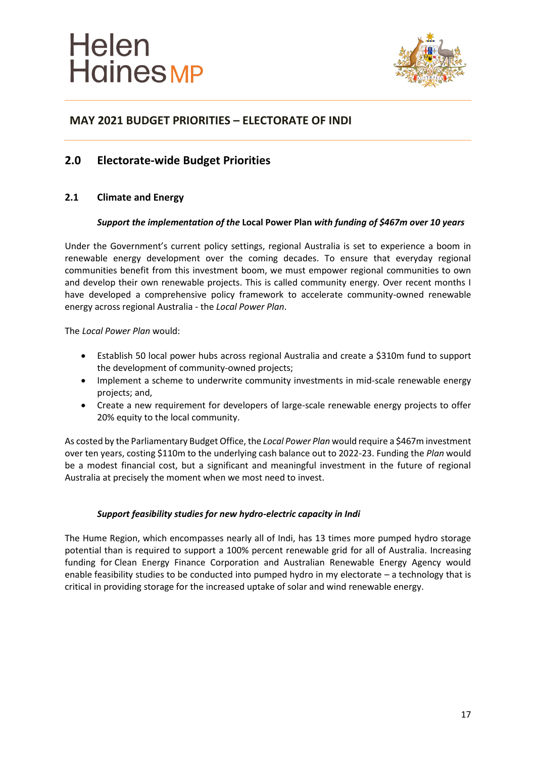## MAY 2021 BUDGET PRIORITIES – ELECTORATE OF INDI

## 2.0 Electorate-wide Budget Priorities

### 2.1 Climate and Energy

***Support the implementation of the* Local Power Plan *with funding of $467m over 10 years***

Under the Government's current policy settings, regional Australia is set to experience a boom in renewable energy development over the coming decades. To ensure that everyday regional communities benefit from this investment boom, we must empower regional communities to own and develop their own renewable projects. This is called community energy. Over recent months I have developed a comprehensive policy framework to accelerate community-owned renewable energy across regional Australia - the *Local Power Plan*.

The *Local Power Plan* would:

- Establish 50 local power hubs across regional Australia and create a $310m fund to support the development of community-owned projects;
- Implement a scheme to underwrite community investments in mid-scale renewable energy projects; and,
- Create a new requirement for developers of large-scale renewable energy projects to offer 20% equity to the local community.

As costed by the Parliamentary Budget Office, the *Local Power Plan* would require a $467m investment over ten years, costing $110m to the underlying cash balance out to 2022-23. Funding the *Plan* would be a modest financial cost, but a significant and meaningful investment in the future of regional Australia at precisely the moment when we most need to invest.

***Support feasibility studies for new hydro-electric capacity in Indi***

The Hume Region, which encompasses nearly all of Indi, has 13 times more pumped hydro storage potential than is required to support a 100% percent renewable grid for all of Australia. Increasing funding for Clean Energy Finance Corporation and Australian Renewable Energy Agency would enable feasibility studies to be conducted into pumped hydro in my electorate – a technology that is critical in providing storage for the increased uptake of solar and wind renewable energy.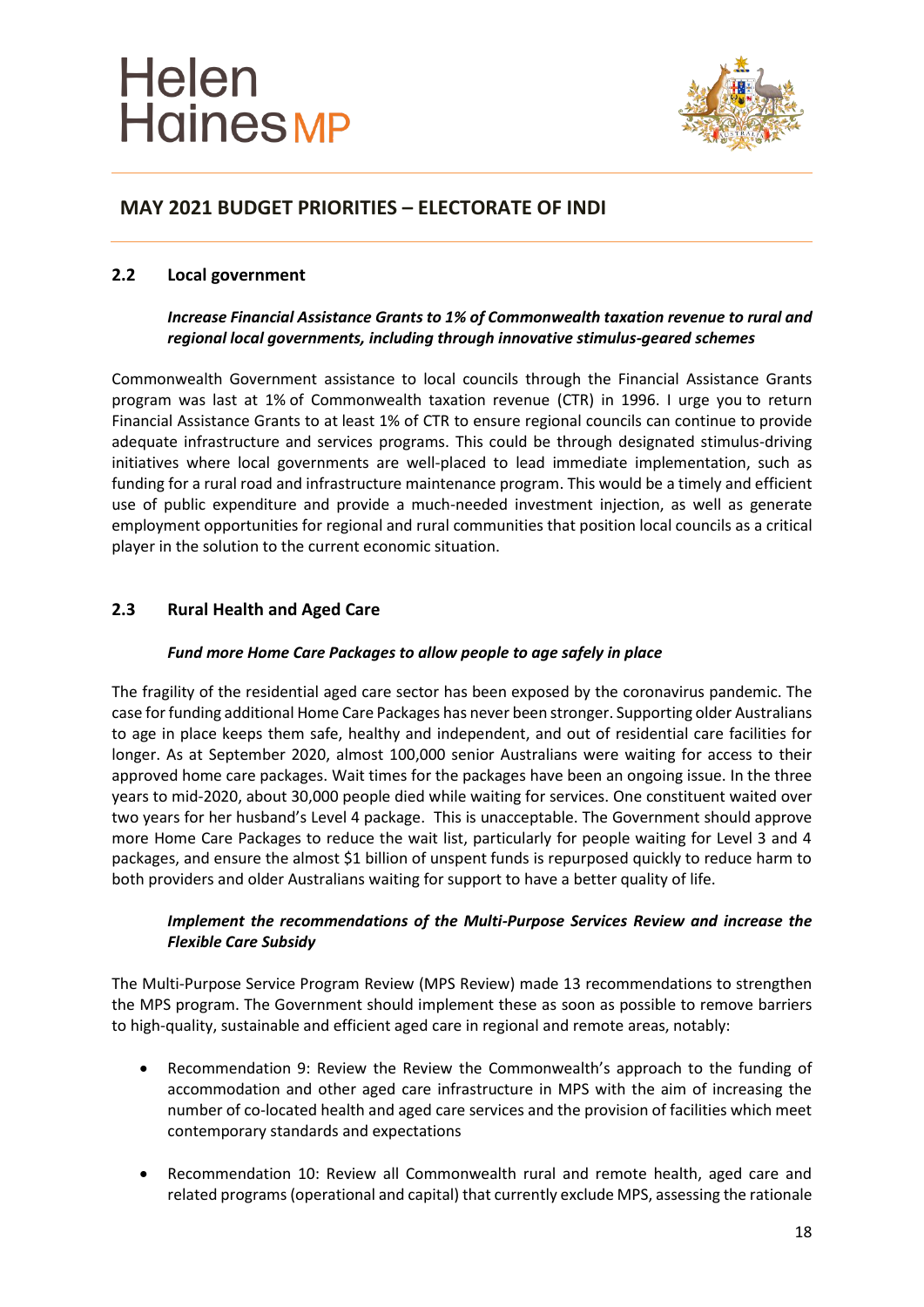## 2.2 Local government

***Increase Financial Assistance Grants to 1% of Commonwealth taxation revenue to rural and regional local governments, including through innovative stimulus-geared schemes***

Commonwealth Government assistance to local councils through the Financial Assistance Grants program was last at 1% of Commonwealth taxation revenue (CTR) in 1996. I urge you to return Financial Assistance Grants to at least 1% of CTR to ensure regional councils can continue to provide adequate infrastructure and services programs. This could be through designated stimulus-driving initiatives where local governments are well-placed to lead immediate implementation, such as funding for a rural road and infrastructure maintenance program. This would be a timely and efficient use of public expenditure and provide a much-needed investment injection, as well as generate employment opportunities for regional and rural communities that position local councils as a critical player in the solution to the current economic situation.

## 2.3 Rural Health and Aged Care

***Fund more Home Care Packages to allow people to age safely in place***

The fragility of the residential aged care sector has been exposed by the coronavirus pandemic. The case for funding additional Home Care Packages has never been stronger. Supporting older Australians to age in place keeps them safe, healthy and independent, and out of residential care facilities for longer. As at September 2020, almost 100,000 senior Australians were waiting for access to their approved home care packages. Wait times for the packages have been an ongoing issue. In the three years to mid-2020, about 30,000 people died while waiting for services. One constituent waited over two years for her husband's Level 4 package. This is unacceptable. The Government should approve more Home Care Packages to reduce the wait list, particularly for people waiting for Level 3 and 4 packages, and ensure the almost $1 billion of unspent funds is repurposed quickly to reduce harm to both providers and older Australians waiting for support to have a better quality of life.

***Implement the recommendations of the Multi-Purpose Services Review and increase the Flexible Care Subsidy***

The Multi-Purpose Service Program Review (MPS Review) made 13 recommendations to strengthen the MPS program. The Government should implement these as soon as possible to remove barriers to high-quality, sustainable and efficient aged care in regional and remote areas, notably:

- Recommendation 9: Review the Review the Commonwealth's approach to the funding of accommodation and other aged care infrastructure in MPS with the aim of increasing the number of co-located health and aged care services and the provision of facilities which meet contemporary standards and expectations
- Recommendation 10: Review all Commonwealth rural and remote health, aged care and related programs (operational and capital) that currently exclude MPS, assessing the rationale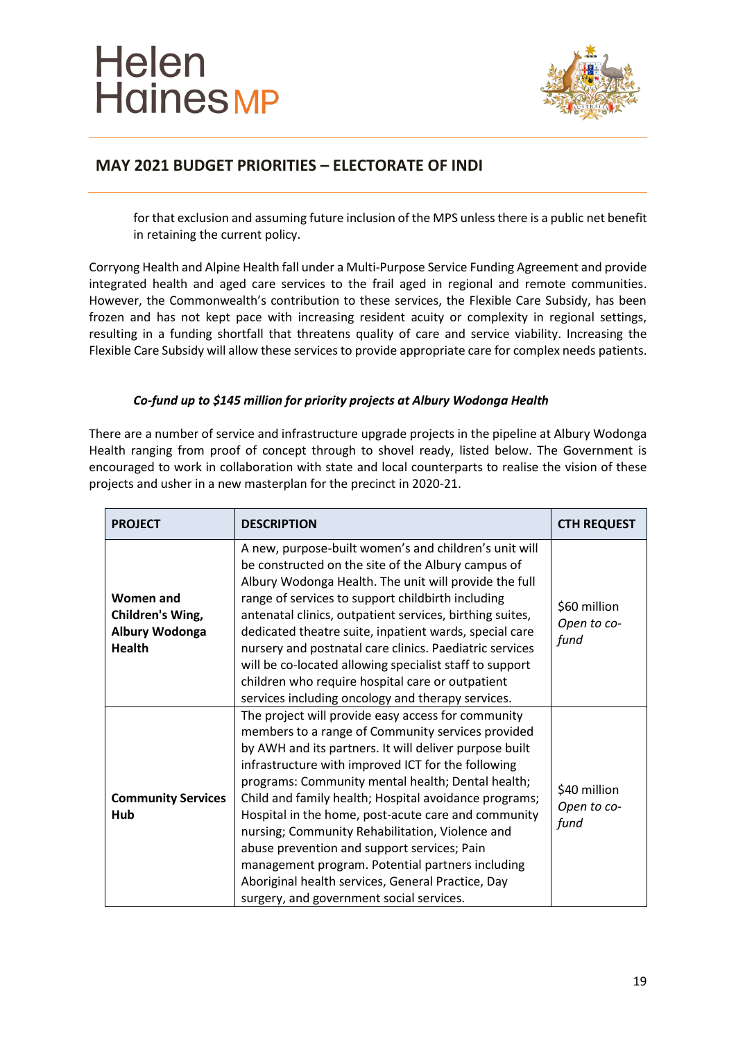for that exclusion and assuming future inclusion of the MPS unless there is a public net benefit in retaining the current policy.

Corryong Health and Alpine Health fall under a Multi-Purpose Service Funding Agreement and provide integrated health and aged care services to the frail aged in regional and remote communities. However, the Commonwealth's contribution to these services, the Flexible Care Subsidy, has been frozen and has not kept pace with increasing resident acuity or complexity in regional settings, resulting in a funding shortfall that threatens quality of care and service viability. Increasing the Flexible Care Subsidy will allow these services to provide appropriate care for complex needs patients.

***Co-fund up to $145 million for priority projects at Albury Wodonga Health***

There are a number of service and infrastructure upgrade projects in the pipeline at Albury Wodonga Health ranging from proof of concept through to shovel ready, listed below. The Government is encouraged to work in collaboration with state and local counterparts to realise the vision of these projects and usher in a new masterplan for the precinct in 2020-21.

| PROJECT | DESCRIPTION | CTH REQUEST |
|---|---|---|
| **Women and Children's Wing, Albury Wodonga Health** | A new, purpose-built women's and children's unit will be constructed on the site of the Albury campus of Albury Wodonga Health. The unit will provide the full range of services to support childbirth including antenatal clinics, outpatient services, birthing suites, dedicated theatre suite, inpatient wards, special care nursery and postnatal care clinics. Paediatric services will be co-located allowing specialist staff to support children who require hospital care or outpatient services including oncology and therapy services. | $60 million *Open to co-fund* |
| **Community Services Hub** | The project will provide easy access for community members to a range of Community services provided by AWH and its partners. It will deliver purpose built infrastructure with improved ICT for the following programs: Community mental health; Dental health; Child and family health; Hospital avoidance programs; Hospital in the home, post-acute care and community nursing; Community Rehabilitation, Violence and abuse prevention and support services; Pain management program. Potential partners including Aboriginal health services, General Practice, Day surgery, and government social services. | $40 million *Open to co-fund* |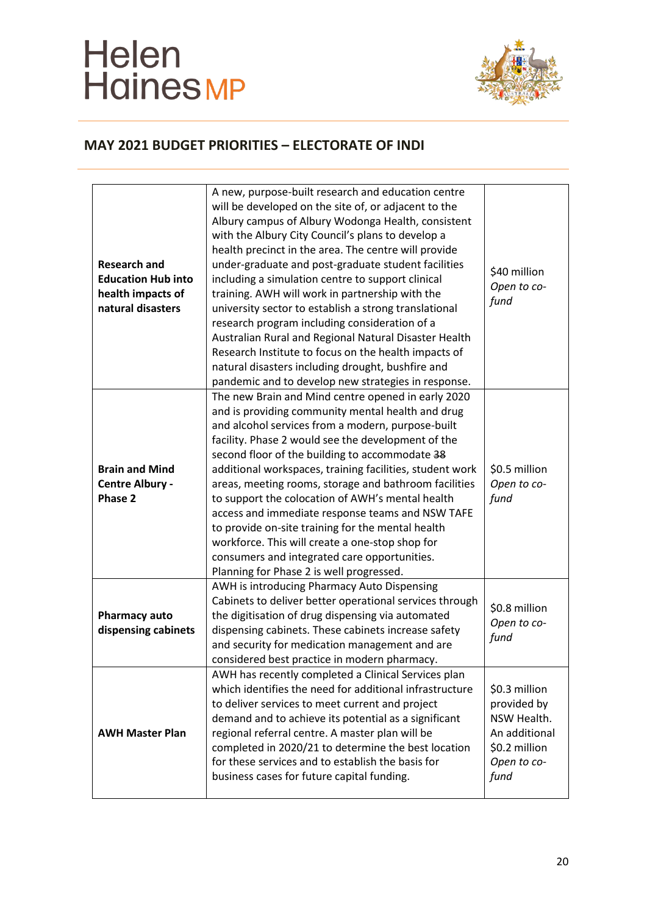## MAY 2021 BUDGET PRIORITIES – ELECTORATE OF INDI

| | | |
|---|---|---|
| **Research and Education Hub into health impacts of natural disasters** | A new, purpose-built research and education centre will be developed on the site of, or adjacent to the Albury campus of Albury Wodonga Health, consistent with the Albury City Council's plans to develop a health precinct in the area. The centre will provide under-graduate and post-graduate student facilities including a simulation centre to support clinical training. AWH will work in partnership with the university sector to establish a strong translational research program including consideration of a Australian Rural and Regional Natural Disaster Health Research Institute to focus on the health impacts of natural disasters including drought, bushfire and pandemic and to develop new strategies in response. | $40 million *Open to co-fund* |
| **Brain and Mind Centre Albury - Phase 2** | The new Brain and Mind centre opened in early 2020 and is providing community mental health and drug and alcohol services from a modern, purpose-built facility. Phase 2 would see the development of the second floor of the building to accommodate ~~38~~ additional workspaces, training facilities, student work areas, meeting rooms, storage and bathroom facilities to support the colocation of AWH's mental health access and immediate response teams and NSW TAFE to provide on-site training for the mental health workforce. This will create a one-stop shop for consumers and integrated care opportunities. Planning for Phase 2 is well progressed. | $0.5 million *Open to co-fund* |
| **Pharmacy auto dispensing cabinets** | AWH is introducing Pharmacy Auto Dispensing Cabinets to deliver better operational services through the digitisation of drug dispensing via automated dispensing cabinets. These cabinets increase safety and security for medication management and are considered best practice in modern pharmacy. | $0.8 million *Open to co-fund* |
| **AWH Master Plan** | AWH has recently completed a Clinical Services plan which identifies the need for additional infrastructure to deliver services to meet current and project demand and to achieve its potential as a significant regional referral centre. A master plan will be completed in 2020/21 to determine the best location for these services and to establish the basis for business cases for future capital funding. | $0.3 million provided by NSW Health. An additional $0.2 million *Open to co-fund* |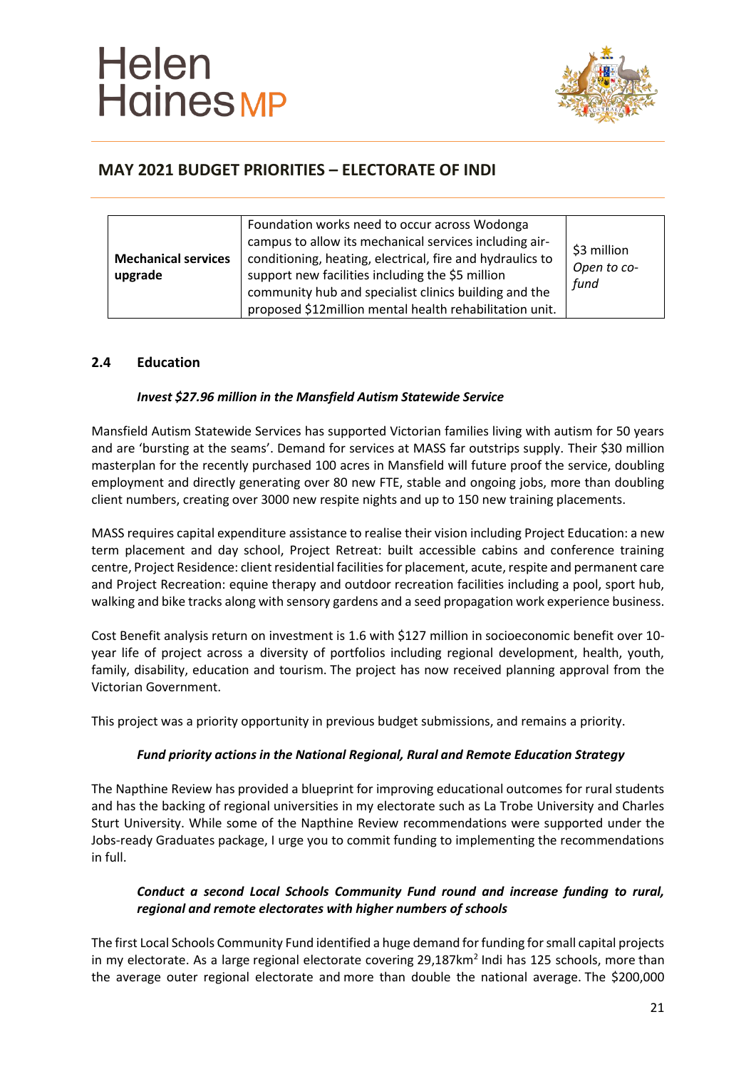| Mechanical services upgrade | Foundation works need to occur across Wodonga campus to allow its mechanical services including air-conditioning, heating, electrical, fire and hydraulics to support new facilities including the $5 million community hub and specialist clinics building and the proposed $12million mental health rehabilitation unit. | $3 million *Open to co-fund* |
|---|---|---|

### 2.4 Education

***Invest $27.96 million in the Mansfield Autism Statewide Service***

Mansfield Autism Statewide Services has supported Victorian families living with autism for 50 years and are 'bursting at the seams'. Demand for services at MASS far outstrips supply. Their $30 million masterplan for the recently purchased 100 acres in Mansfield will future proof the service, doubling employment and directly generating over 80 new FTE, stable and ongoing jobs, more than doubling client numbers, creating over 3000 new respite nights and up to 150 new training placements.

MASS requires capital expenditure assistance to realise their vision including Project Education: a new term placement and day school, Project Retreat: built accessible cabins and conference training centre, Project Residence: client residential facilities for placement, acute, respite and permanent care and Project Recreation: equine therapy and outdoor recreation facilities including a pool, sport hub, walking and bike tracks along with sensory gardens and a seed propagation work experience business.

Cost Benefit analysis return on investment is 1.6 with $127 million in socioeconomic benefit over 10-year life of project across a diversity of portfolios including regional development, health, youth, family, disability, education and tourism. The project has now received planning approval from the Victorian Government.

This project was a priority opportunity in previous budget submissions, and remains a priority.

***Fund priority actions in the National Regional, Rural and Remote Education Strategy***

The Napthine Review has provided a blueprint for improving educational outcomes for rural students and has the backing of regional universities in my electorate such as La Trobe University and Charles Sturt University. While some of the Napthine Review recommendations were supported under the Jobs-ready Graduates package, I urge you to commit funding to implementing the recommendations in full.

***Conduct a second Local Schools Community Fund round and increase funding to rural, regional and remote electorates with higher numbers of schools***

The first Local Schools Community Fund identified a huge demand for funding for small capital projects in my electorate. As a large regional electorate covering 29,187km$^2$ Indi has 125 schools, more than the average outer regional electorate and more than double the national average. The $200,000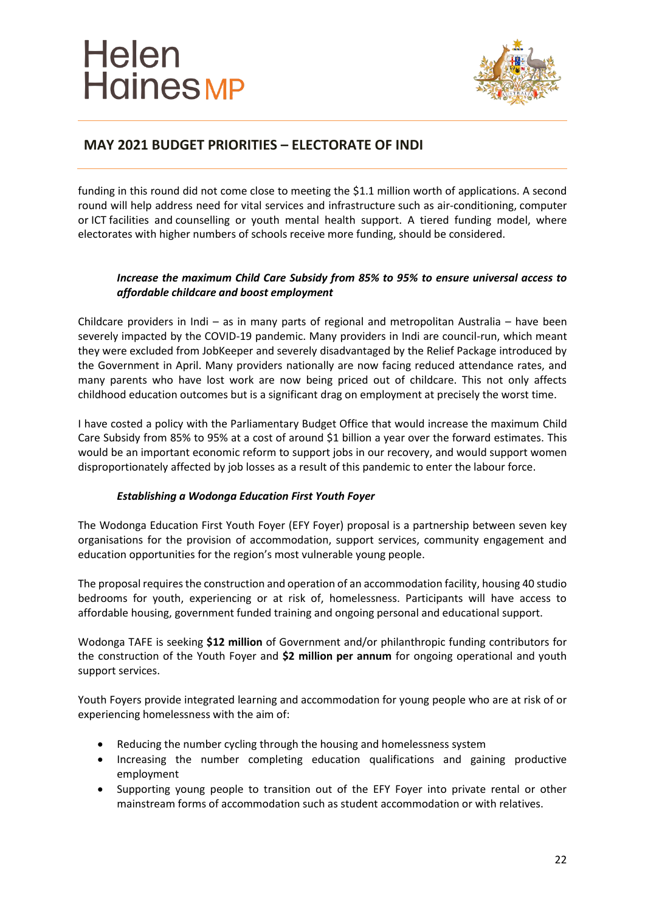funding in this round did not come close to meeting the $1.1 million worth of applications. A second round will help address need for vital services and infrastructure such as air-conditioning, computer or ICT facilities and counselling or youth mental health support. A tiered funding model, where electorates with higher numbers of schools receive more funding, should be considered.

### *Increase the maximum Child Care Subsidy from 85% to 95% to ensure universal access to affordable childcare and boost employment*

Childcare providers in Indi – as in many parts of regional and metropolitan Australia – have been severely impacted by the COVID-19 pandemic. Many providers in Indi are council-run, which meant they were excluded from JobKeeper and severely disadvantaged by the Relief Package introduced by the Government in April. Many providers nationally are now facing reduced attendance rates, and many parents who have lost work are now being priced out of childcare. This not only affects childhood education outcomes but is a significant drag on employment at precisely the worst time.

I have costed a policy with the Parliamentary Budget Office that would increase the maximum Child Care Subsidy from 85% to 95% at a cost of around $1 billion a year over the forward estimates. This would be an important economic reform to support jobs in our recovery, and would support women disproportionately affected by job losses as a result of this pandemic to enter the labour force.

### *Establishing a Wodonga Education First Youth Foyer*

The Wodonga Education First Youth Foyer (EFY Foyer) proposal is a partnership between seven key organisations for the provision of accommodation, support services, community engagement and education opportunities for the region's most vulnerable young people.

The proposal requires the construction and operation of an accommodation facility, housing 40 studio bedrooms for youth, experiencing or at risk of, homelessness. Participants will have access to affordable housing, government funded training and ongoing personal and educational support.

Wodonga TAFE is seeking **$12 million** of Government and/or philanthropic funding contributors for the construction of the Youth Foyer and **$2 million per annum** for ongoing operational and youth support services.

Youth Foyers provide integrated learning and accommodation for young people who are at risk of or experiencing homelessness with the aim of:

- Reducing the number cycling through the housing and homelessness system
- Increasing the number completing education qualifications and gaining productive employment
- Supporting young people to transition out of the EFY Foyer into private rental or other mainstream forms of accommodation such as student accommodation or with relatives.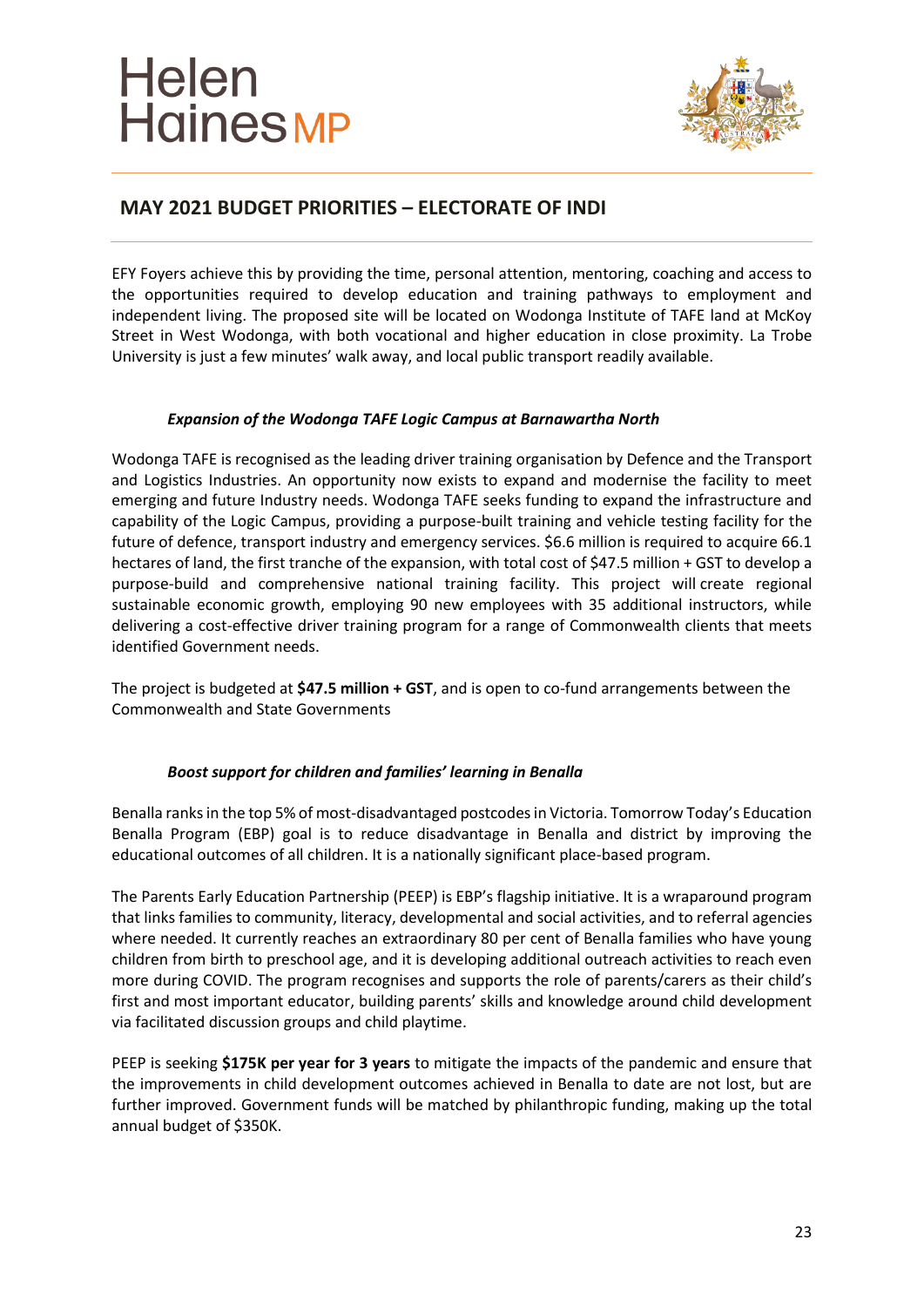EFY Foyers achieve this by providing the time, personal attention, mentoring, coaching and access to the opportunities required to develop education and training pathways to employment and independent living. The proposed site will be located on Wodonga Institute of TAFE land at McKoy Street in West Wodonga, with both vocational and higher education in close proximity. La Trobe University is just a few minutes' walk away, and local public transport readily available.

***Expansion of the Wodonga TAFE Logic Campus at Barnawartha North***

Wodonga TAFE is recognised as the leading driver training organisation by Defence and the Transport and Logistics Industries. An opportunity now exists to expand and modernise the facility to meet emerging and future Industry needs. Wodonga TAFE seeks funding to expand the infrastructure and capability of the Logic Campus, providing a purpose-built training and vehicle testing facility for the future of defence, transport industry and emergency services. $6.6 million is required to acquire 66.1 hectares of land, the first tranche of the expansion, with total cost of $47.5 million + GST to develop a purpose-build and comprehensive national training facility. This project will create regional sustainable economic growth, employing 90 new employees with 35 additional instructors, while delivering a cost-effective driver training program for a range of Commonwealth clients that meets identified Government needs.

The project is budgeted at **$47.5 million + GST**, and is open to co-fund arrangements between the Commonwealth and State Governments

***Boost support for children and families' learning in Benalla***

Benalla ranks in the top 5% of most-disadvantaged postcodes in Victoria. Tomorrow Today's Education Benalla Program (EBP) goal is to reduce disadvantage in Benalla and district by improving the educational outcomes of all children. It is a nationally significant place-based program.

The Parents Early Education Partnership (PEEP) is EBP's flagship initiative. It is a wraparound program that links families to community, literacy, developmental and social activities, and to referral agencies where needed. It currently reaches an extraordinary 80 per cent of Benalla families who have young children from birth to preschool age, and it is developing additional outreach activities to reach even more during COVID. The program recognises and supports the role of parents/carers as their child's first and most important educator, building parents' skills and knowledge around child development via facilitated discussion groups and child playtime.

PEEP is seeking **$175K per year for 3 years** to mitigate the impacts of the pandemic and ensure that the improvements in child development outcomes achieved in Benalla to date are not lost, but are further improved. Government funds will be matched by philanthropic funding, making up the total annual budget of $350K.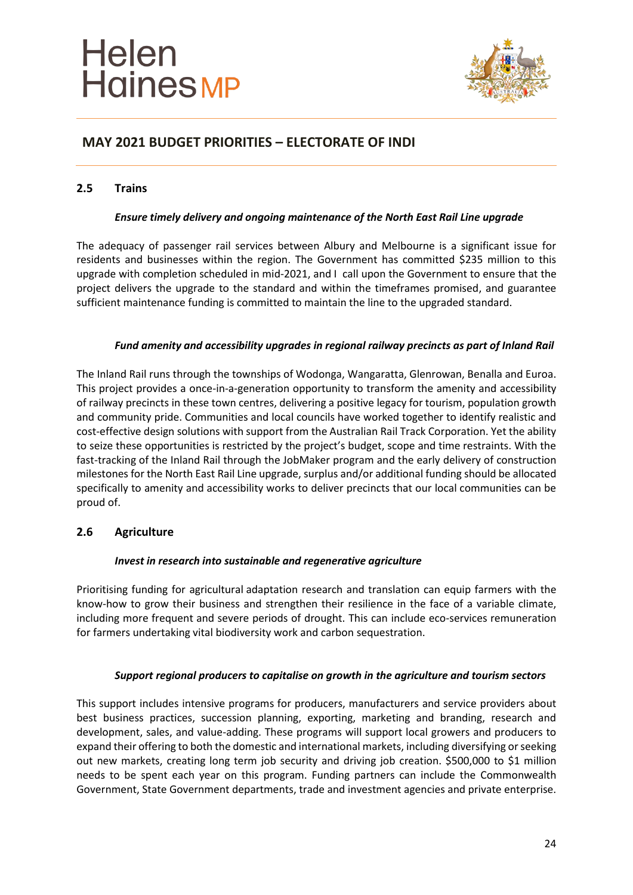### 2.5 Trains

***Ensure timely delivery and ongoing maintenance of the North East Rail Line upgrade***

The adequacy of passenger rail services between Albury and Melbourne is a significant issue for residents and businesses within the region. The Government has committed $235 million to this upgrade with completion scheduled in mid-2021, and I call upon the Government to ensure that the project delivers the upgrade to the standard and within the timeframes promised, and guarantee sufficient maintenance funding is committed to maintain the line to the upgraded standard.

***Fund amenity and accessibility upgrades in regional railway precincts as part of Inland Rail***

The Inland Rail runs through the townships of Wodonga, Wangaratta, Glenrowan, Benalla and Euroa. This project provides a once-in-a-generation opportunity to transform the amenity and accessibility of railway precincts in these town centres, delivering a positive legacy for tourism, population growth and community pride. Communities and local councils have worked together to identify realistic and cost-effective design solutions with support from the Australian Rail Track Corporation. Yet the ability to seize these opportunities is restricted by the project's budget, scope and time restraints. With the fast-tracking of the Inland Rail through the JobMaker program and the early delivery of construction milestones for the North East Rail Line upgrade, surplus and/or additional funding should be allocated specifically to amenity and accessibility works to deliver precincts that our local communities can be proud of.

### 2.6 Agriculture

***Invest in research into sustainable and regenerative agriculture***

Prioritising funding for agricultural adaptation research and translation can equip farmers with the know-how to grow their business and strengthen their resilience in the face of a variable climate, including more frequent and severe periods of drought. This can include eco-services remuneration for farmers undertaking vital biodiversity work and carbon sequestration.

***Support regional producers to capitalise on growth in the agriculture and tourism sectors***

This support includes intensive programs for producers, manufacturers and service providers about best business practices, succession planning, exporting, marketing and branding, research and development, sales, and value-adding. These programs will support local growers and producers to expand their offering to both the domestic and international markets, including diversifying or seeking out new markets, creating long term job security and driving job creation. $500,000 to $1 million needs to be spent each year on this program. Funding partners can include the Commonwealth Government, State Government departments, trade and investment agencies and private enterprise.